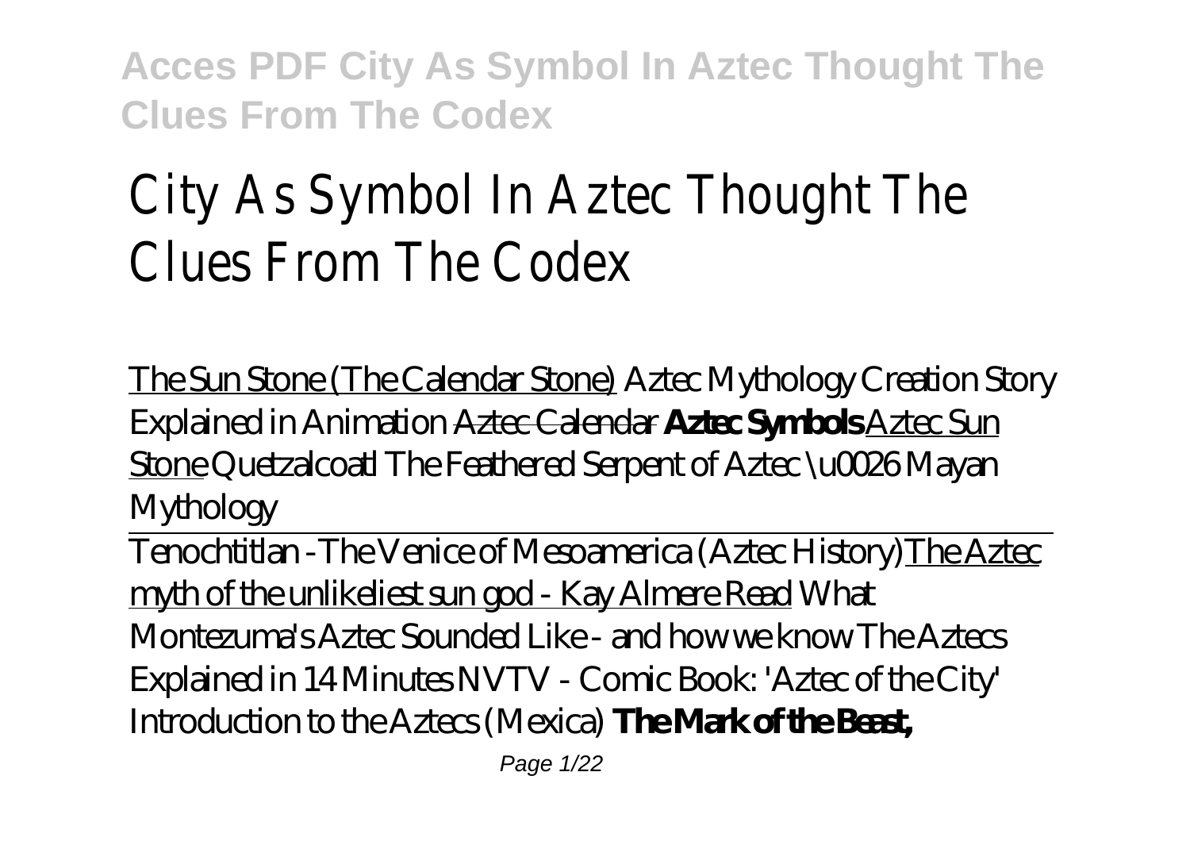# City As Symbol In Aztec Thought The Clues From The Codex

The Sun Stone (The Calendar Stone) *Aztec Mythology Creation Story Explained in Animation* Aztec Calendar **Aztec Symbols** Aztec Sun Stone *Quetzalcoatl The Feathered Serpent of Aztec \u0026 Mayan Mythology*

Tenochtitlan -The Venice of Mesoamerica (Aztec History)The Aztec myth of the unlikeliest sun god - Kay Almere Read *What Montezuma's Aztec Sounded Like - and how we know* *The Aztecs Explained in 14 Minutes* *NVTV - Comic Book: 'Aztec of the City'* *Introduction to the Aztecs (Mexica)* **The Mark of the Beast,**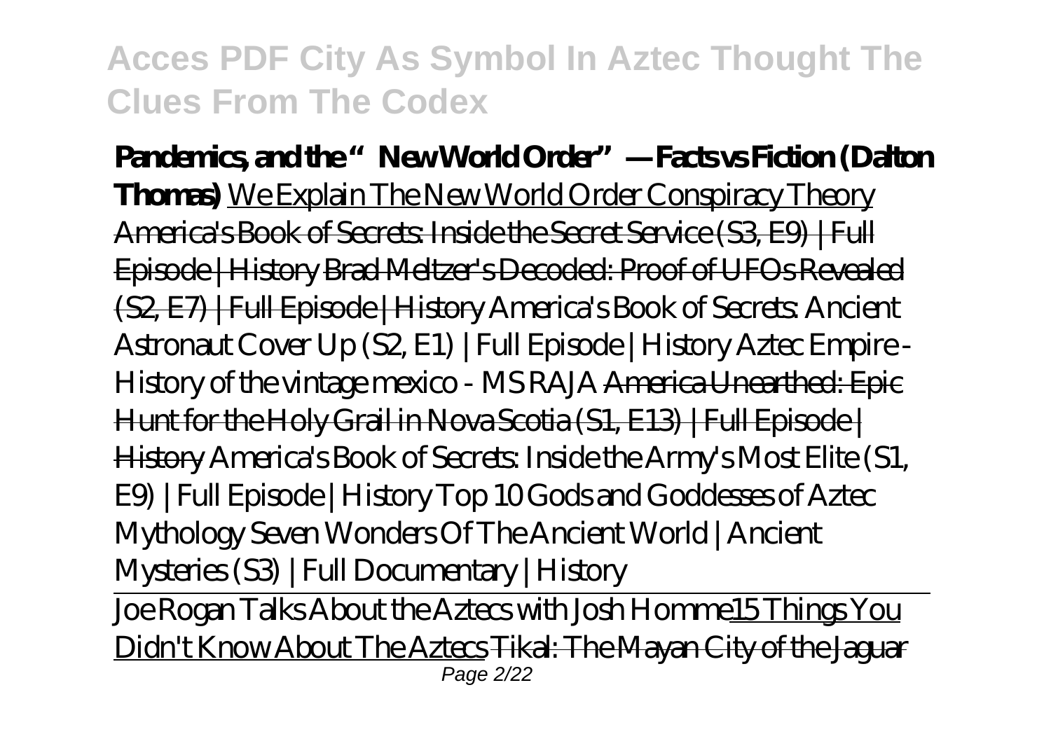**Pandemics, and the "New World Order" — Facts vs Fiction (Dalton Thomas)** We Explain The New World Order Conspiracy Theory America's Book of Secrets: Inside the Secret Service (S3, E9) | Full Episode | History Brad Meltzer's Decoded: Proof of UFOs Revealed (S2, E7) | Full Episode | History *America's Book of Secrets: Ancient Astronaut Cover Up (S2, E1) | Full Episode | History Aztec Empire - History of the vintage mexico - MS RAJA* America Unearthed: Epic Hunt for the Holy Grail in Nova Scotia (S1, E13) | Full Episode | History *America's Book of Secrets: Inside the Army's Most Elite (S1, E9) | Full Episode | History Top 10 Gods and Goddesses of Aztec Mythology Seven Wonders Of The Ancient World | Ancient Mysteries (S3) | Full Documentary | History*

Joe Rogan Talks About the Aztecs with Josh Homme15 Things You Didn't Know About The Aztecs Tikal: The Mayan City of the Jaguar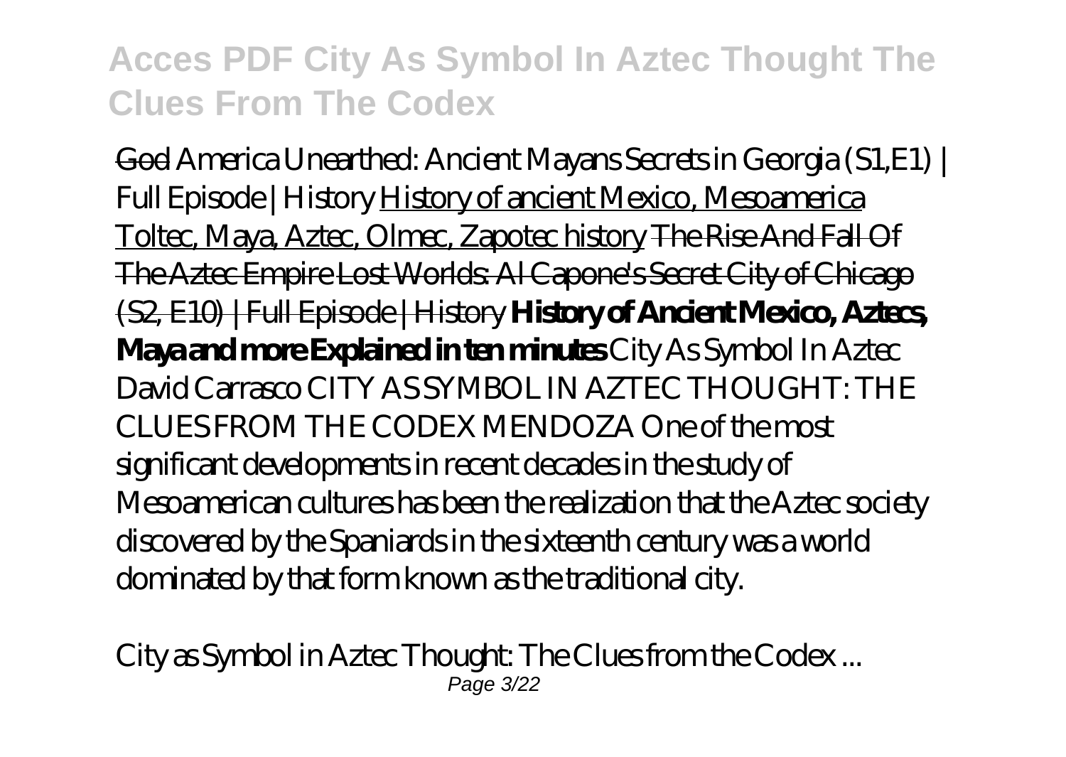~~God~~ *America Unearthed: Ancient Mayans Secrets in Georgia (S1,E1) | Full Episode | History* History of ancient Mexico, Mesoamerica Toltec, Maya, Aztec, Olmec, Zapotec history ~~The Rise And Fall Of The Aztec Empire~~ ~~Lost Worlds: Al Capone's Secret City of Chicago (S2, E10) | Full Episode | History~~ **History of Ancient Mexico, Aztecs, Maya and more Explained in ten minutes** *City As Symbol In Aztec*

David Carrasco CITY AS SYMBOL IN AZTEC THOUGHT: THE CLUES FROM THE CODEX MENDOZA One of the most significant developments in recent decades in the study of Mesoamerican cultures has been the realization that the Aztec society discovered by the Spaniards in the sixteenth century was a world dominated by that form known as the traditional city.

*City as Symbol in Aztec Thought: The Clues from the Codex ...*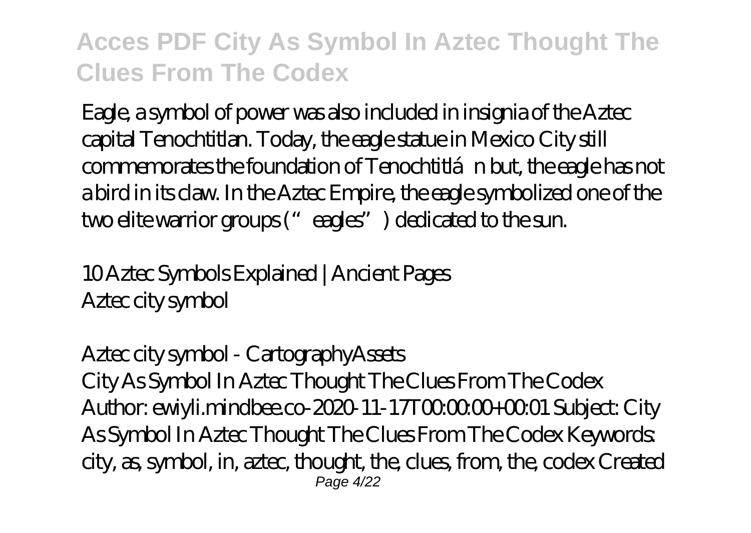Eagle, a symbol of power was also included in insignia of the Aztec capital Tenochtitlan. Today, the eagle statue in Mexico City still commemorates the foundation of Tenochtitlán but, the eagle has not a bird in its claw. In the Aztec Empire, the eagle symbolized one of the two elite warrior groups ("eagles") dedicated to the sun.

*10 Aztec Symbols Explained | Ancient Pages*
Aztec city symbol

*Aztec city symbol - CartographyAssets*
City As Symbol In Aztec Thought The Clues From The Codex Author: ewiyli.mindbee.co-2020-11-17T00:00:00+00:01 Subject: City As Symbol In Aztec Thought The Clues From The Codex Keywords: city, as, symbol, in, aztec, thought, the, clues, from, the, codex Created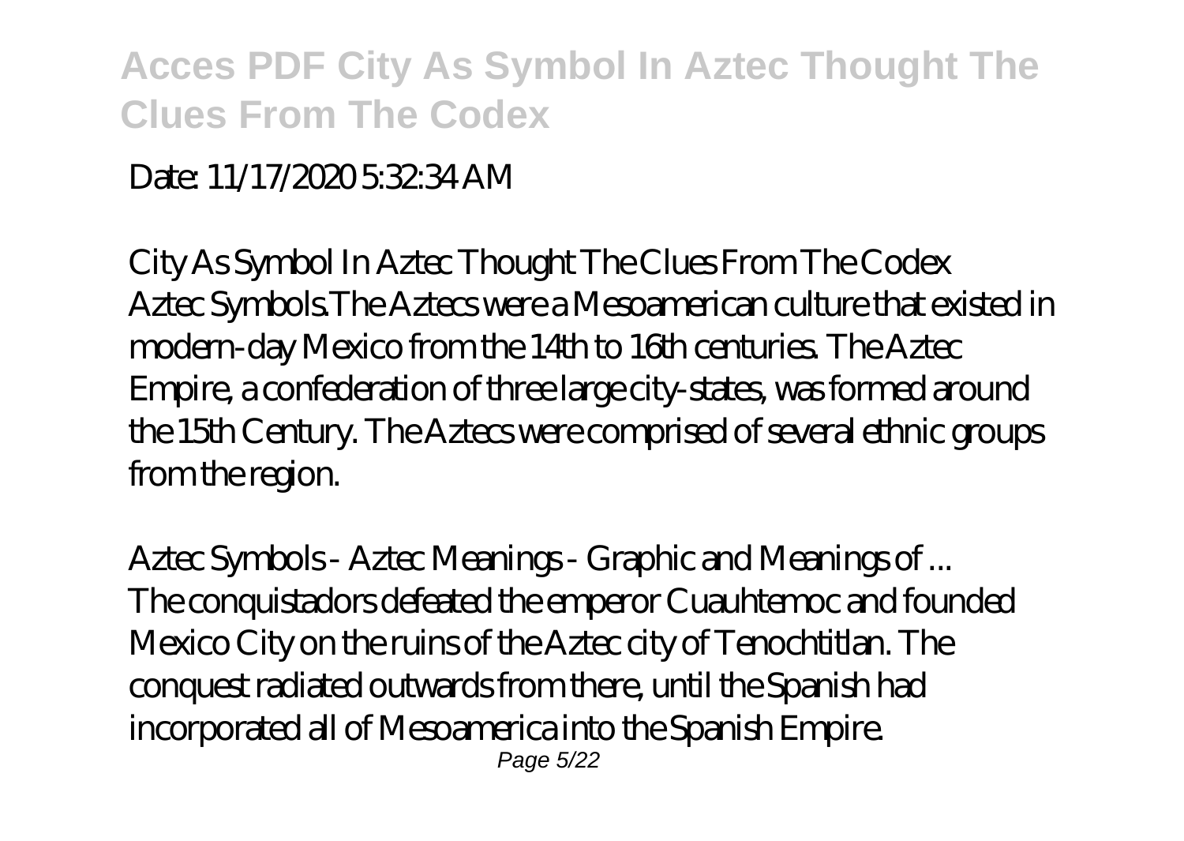Date: 11/17/2020 5:32:34 AM

*City As Symbol In Aztec Thought The Clues From The Codex*

Aztec Symbols.The Aztecs were a Mesoamerican culture that existed in modern-day Mexico from the 14th to 16th centuries. The Aztec Empire, a confederation of three large city-states, was formed around the 15th Century. The Aztecs were comprised of several ethnic groups from the region.

*Aztec Symbols - Aztec Meanings - Graphic and Meanings of ...*

The conquistadors defeated the emperor Cuauhtemoc and founded Mexico City on the ruins of the Aztec city of Tenochtitlan. The conquest radiated outwards from there, until the Spanish had incorporated all of Mesoamerica into the Spanish Empire.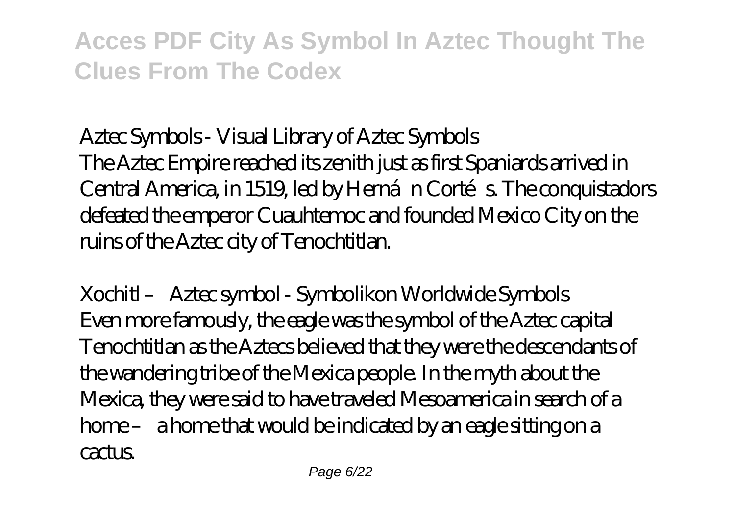*Aztec Symbols - Visual Library of Aztec Symbols*

The Aztec Empire reached its zenith just as first Spaniards arrived in Central America, in 1519, led by Hernán Cortés. The conquistadors defeated the emperor Cuauhtemoc and founded Mexico City on the ruins of the Aztec city of Tenochtitlan.

*Xochitl – Aztec symbol - Symbolikon Worldwide Symbols*

Even more famously, the eagle was the symbol of the Aztec capital Tenochtitlan as the Aztecs believed that they were the descendants of the wandering tribe of the Mexica people. In the myth about the Mexica, they were said to have traveled Mesoamerica in search of a home – a home that would be indicated by an eagle sitting on a cactus.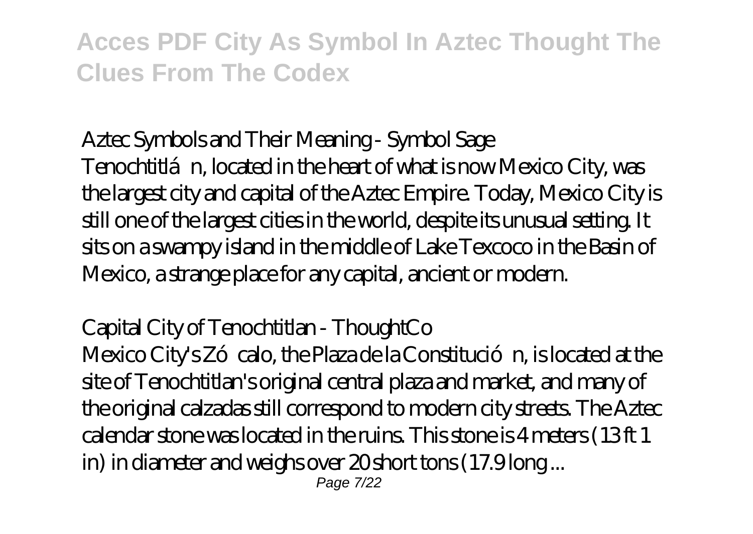**Acces PDF City As Symbol In Aztec Thought The Clues From The Codex**

*Aztec Symbols and Their Meaning - Symbol Sage*

Tenochtitlán, located in the heart of what is now Mexico City, was the largest city and capital of the Aztec Empire. Today, Mexico City is still one of the largest cities in the world, despite its unusual setting. It sits on a swampy island in the middle of Lake Texcoco in the Basin of Mexico, a strange place for any capital, ancient or modern.

*Capital City of Tenochtitlan - ThoughtCo*

Mexico City's Zócalo, the Plaza de la Constitución, is located at the site of Tenochtitlan's original central plaza and market, and many of the original calzadas still correspond to modern city streets. The Aztec calendar stone was located in the ruins. This stone is 4 meters (13 ft 1 in) in diameter and weighs over 20 short tons (17.9 long ...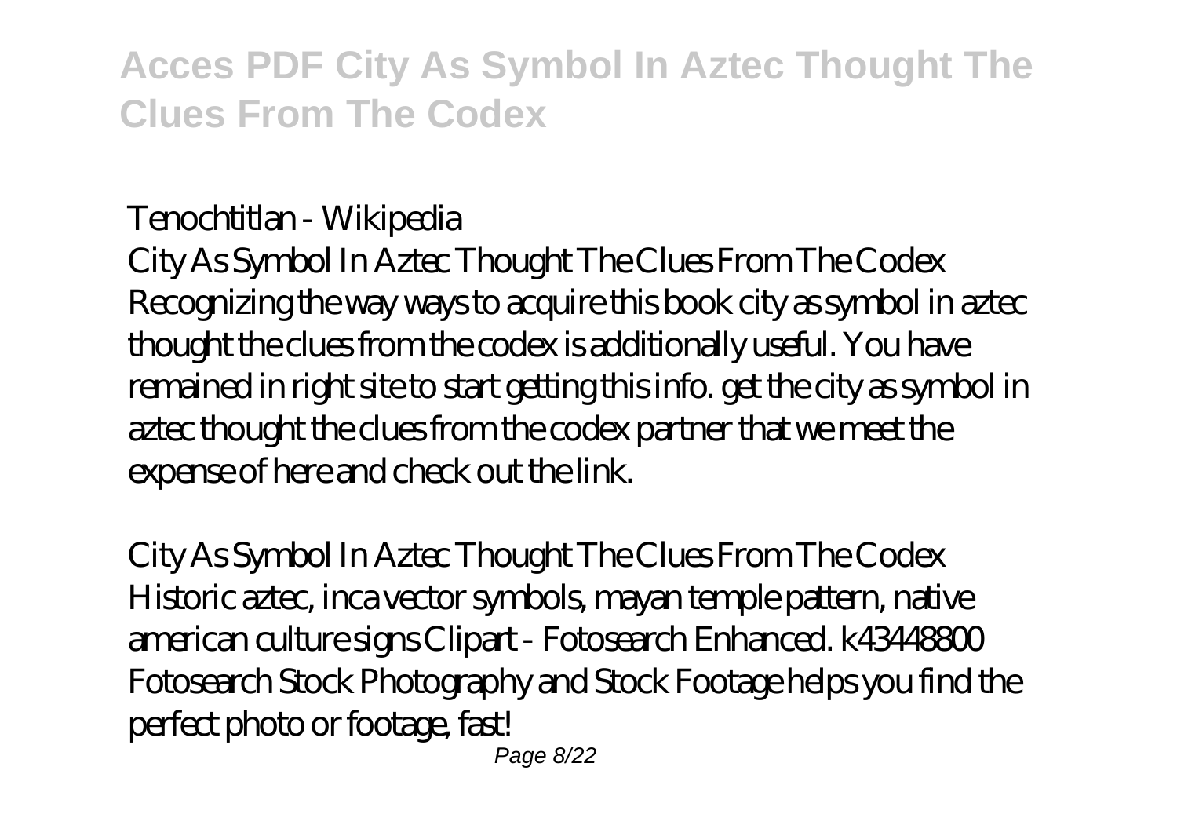*Tenochtitlan - Wikipedia*

City As Symbol In Aztec Thought The Clues From The Codex Recognizing the way ways to acquire this book city as symbol in aztec thought the clues from the codex is additionally useful. You have remained in right site to start getting this info. get the city as symbol in aztec thought the clues from the codex partner that we meet the expense of here and check out the link.

*City As Symbol In Aztec Thought The Clues From The Codex*

Historic aztec, inca vector symbols, mayan temple pattern, native american culture signs Clipart - Fotosearch Enhanced. k43448800 Fotosearch Stock Photography and Stock Footage helps you find the perfect photo or footage, fast!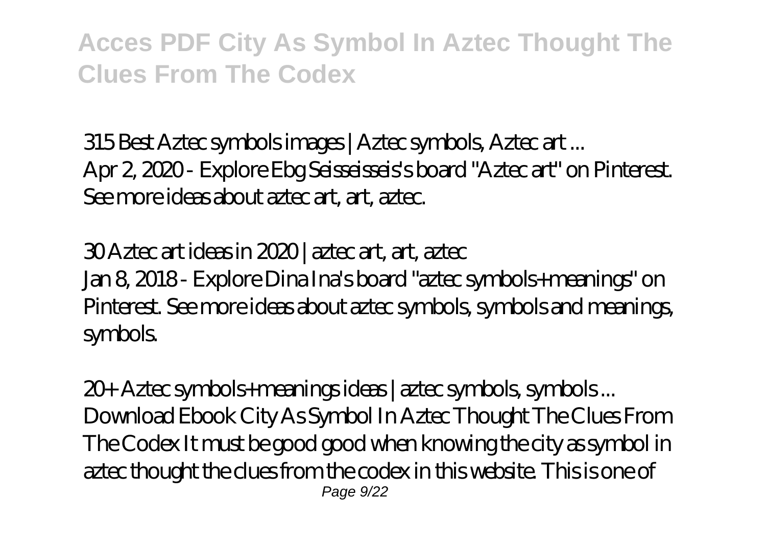*315 Best Aztec symbols images | Aztec symbols, Aztec art ...*
Apr 2, 2020 - Explore Ebg Seisseisseis's board "Aztec art" on Pinterest. See more ideas about aztec art, art, aztec.

*30 Aztec art ideas in 2020 | aztec art, art, aztec*
Jan 8, 2018 - Explore Dina Ina's board "aztec symbols+meanings" on Pinterest. See more ideas about aztec symbols, symbols and meanings, symbols.

*20+ Aztec symbols+meanings ideas | aztec symbols, symbols ...*
Download Ebook City As Symbol In Aztec Thought The Clues From The Codex It must be good good when knowing the city as symbol in aztec thought the clues from the codex in this website. This is one of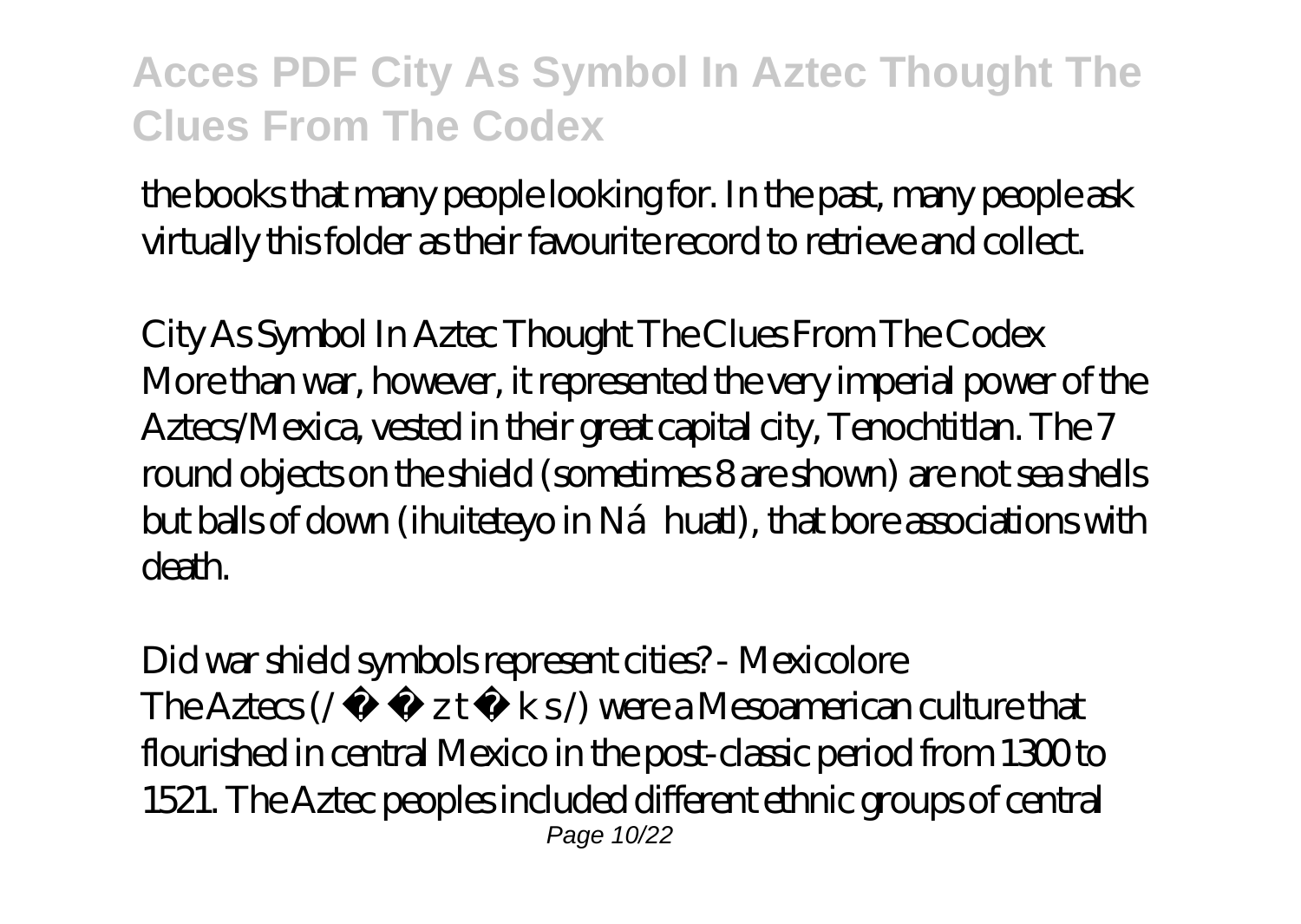the books that many people looking for. In the past, many people ask virtually this folder as their favourite record to retrieve and collect.

*City As Symbol In Aztec Thought The Clues From The Codex*

More than war, however, it represented the very imperial power of the Aztecs/Mexica, vested in their great capital city, Tenochtitlan. The 7 round objects on the shield (sometimes 8 are shown) are not sea shells but balls of down (ihuiteteyo in Ná huatl), that bore associations with death.

*Did war shield symbols represent cities? - Mexicolore*

The Aztecs (/ ˈ æ z t ɛ k s /) were a Mesoamerican culture that flourished in central Mexico in the post-classic period from 1300 to 1521. The Aztec peoples included different ethnic groups of central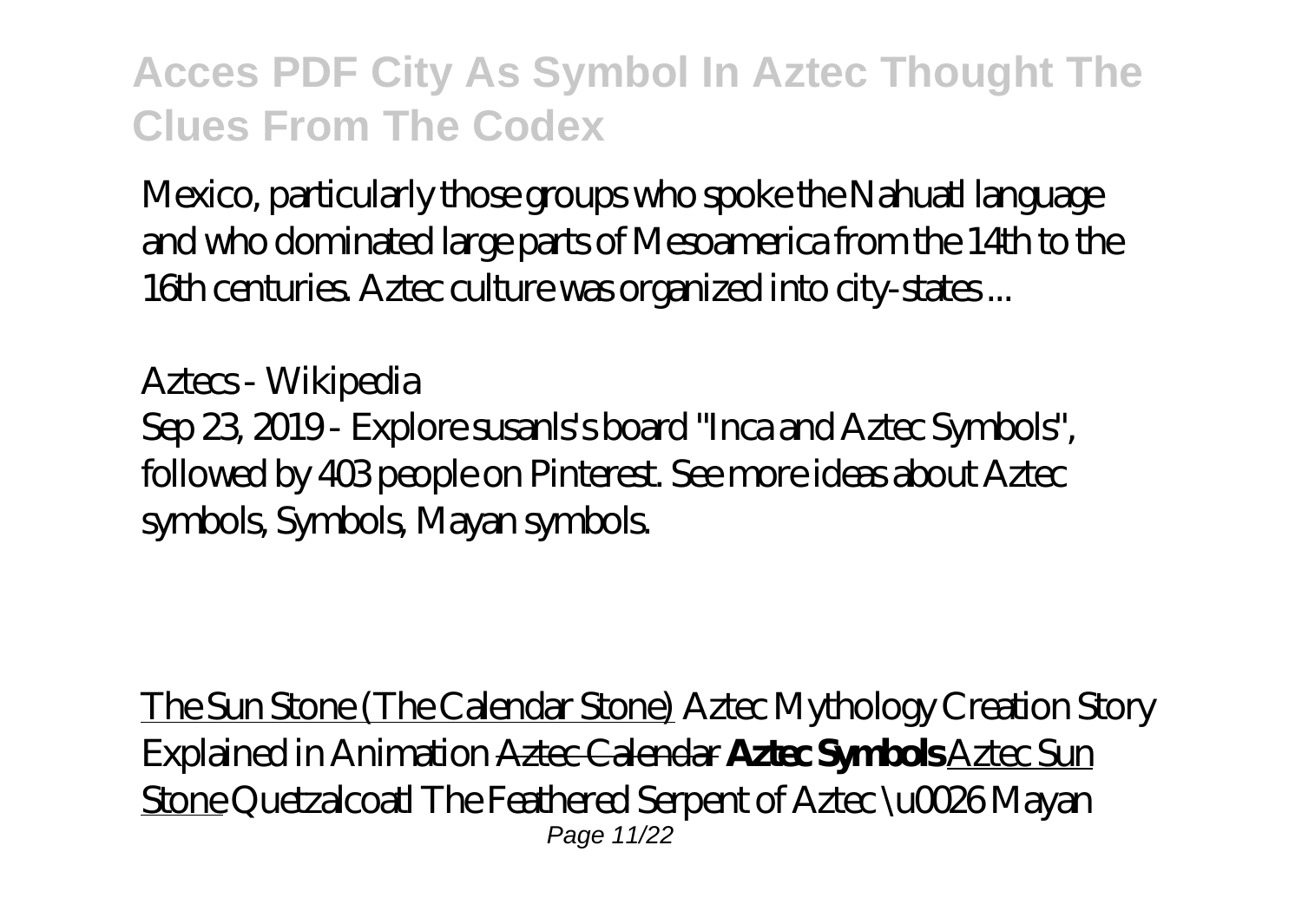Mexico, particularly those groups who spoke the Nahuatl language and who dominated large parts of Mesoamerica from the 14th to the 16th centuries. Aztec culture was organized into city-states ...

*Aztecs - Wikipedia*

Sep 23, 2019 - Explore susanls's board "Inca and Aztec Symbols", followed by 403 people on Pinterest. See more ideas about Aztec symbols, Symbols, Mayan symbols.

The Sun Stone (The Calendar Stone) *Aztec Mythology Creation Story Explained in Animation* ~~Aztec Calendar~~ **Aztec Symbols** Aztec Sun Stone *Quetzalcoatl The Feathered Serpent of Aztec \u0026 Mayan*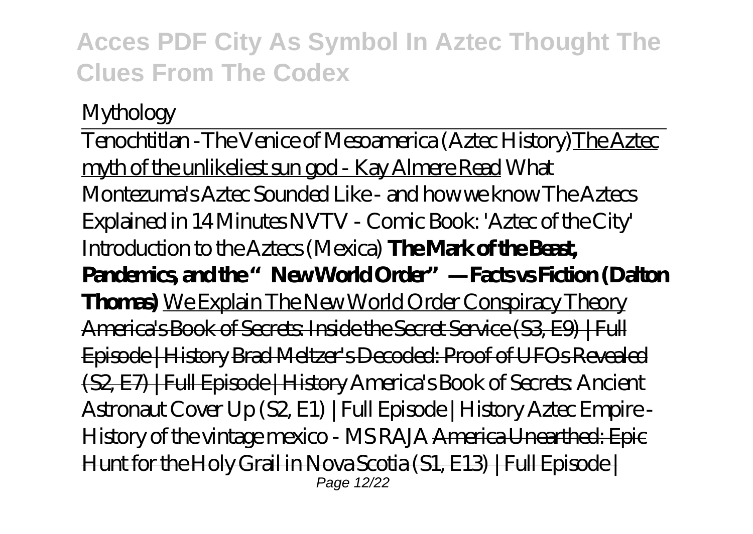*Mythology*

Tenochtitlan -The Venice of Mesoamerica (Aztec History)The Aztec myth of the unlikeliest sun god - Kay Almere Read *What Montezuma's Aztec Sounded Like - and how we know* *The Aztecs Explained in 14 Minutes* *NVTV - Comic Book: 'Aztec of the City'* *Introduction to the Aztecs (Mexica)* **The Mark of the Beast, Pandemics, and the "New World Order"—Facts vs Fiction (Dalton Thomas)** We Explain The New World Order Conspiracy Theory ~~America's Book of Secrets: Inside the Secret Service (S3, E9) | Full Episode | History~~ ~~Brad Meltzer's Decoded: Proof of UFOs Revealed (S2, E7) | Full Episode | History~~ *America's Book of Secrets: Ancient Astronaut Cover Up (S2, E1) | Full Episode | History* *Aztec Empire - History of the vintage mexico - MS RAJA* ~~America Unearthed: Epic Hunt for the Holy Grail in Nova Scotia (S1, E13) | Full Episode |~~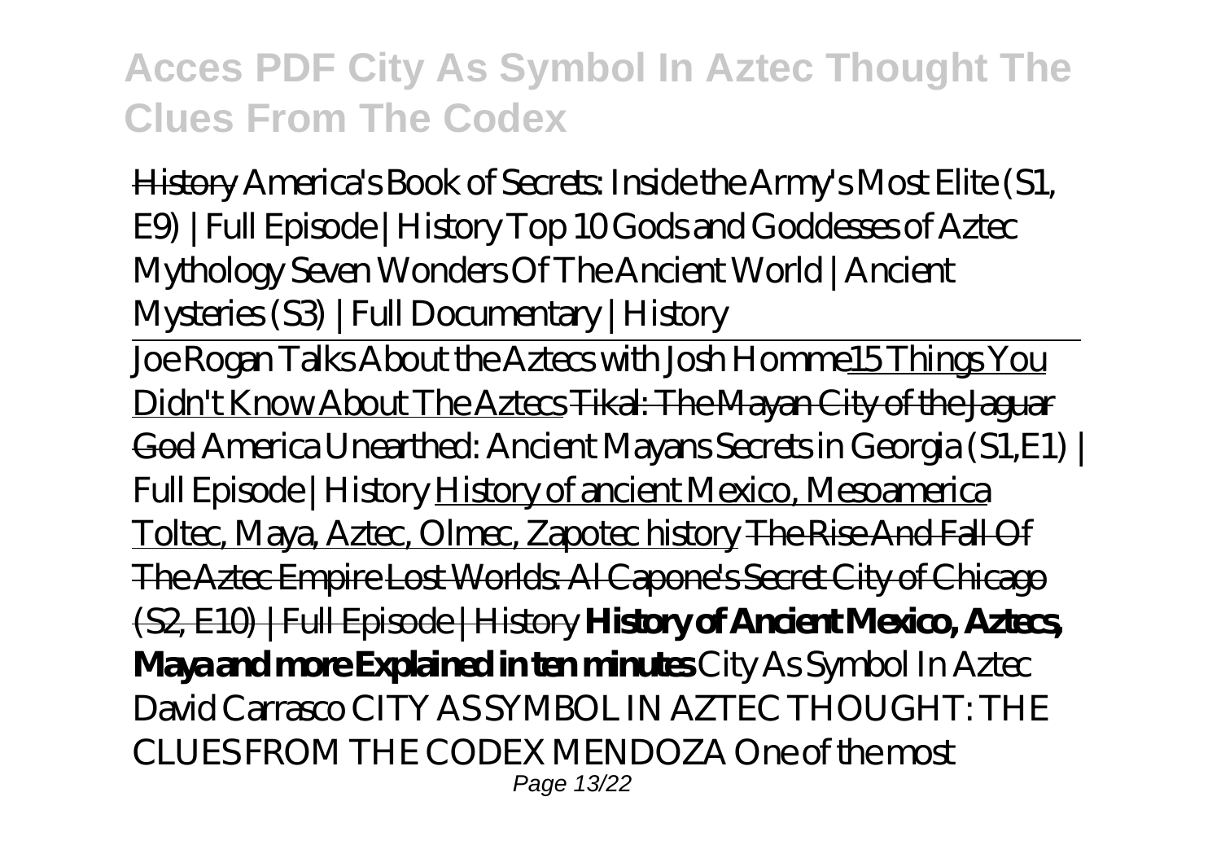~~History~~ *America's Book of Secrets: Inside the Army's Most Elite (S1, E9) | Full Episode | History* *Top 10 Gods and Goddesses of Aztec Mythology* *Seven Wonders Of The Ancient World | Ancient Mysteries (S3) | Full Documentary | History*

Joe Rogan Talks About the Aztecs with Josh Homme 15 Things You Didn't Know About The Aztecs ~~Tikal: The Mayan City of the Jaguar God~~ *America Unearthed: Ancient Mayans Secrets in Georgia (S1,E1) | Full Episode | History* History of ancient Mexico, Mesoamerica Toltec, Maya, Aztec, Olmec, Zapotec history ~~The Rise And Fall Of The Aztec Empire~~ ~~Lost Worlds: Al Capone's Secret City of Chicago (S2, E10) | Full Episode | History~~ **History of Ancient Mexico, Aztecs, Maya and more Explained in ten minutes** *City As Symbol In Aztec*

David Carrasco CITY AS SYMBOL IN AZTEC THOUGHT: THE CLUES FROM THE CODEX MENDOZA One of the most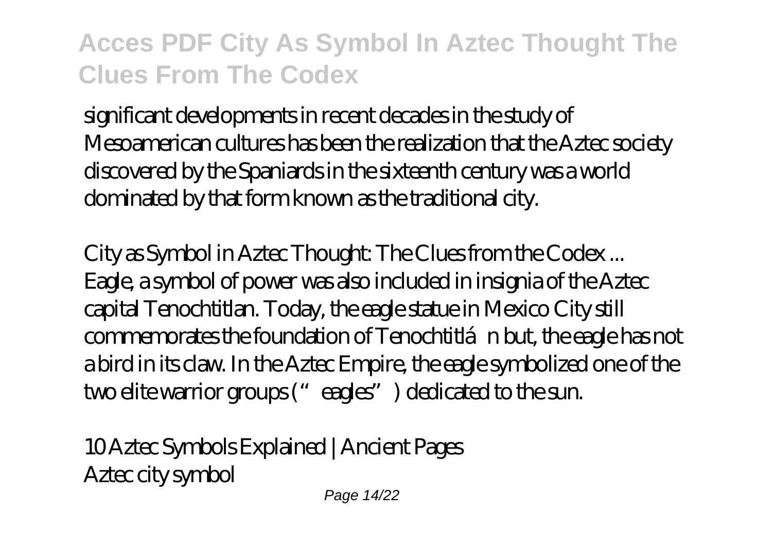significant developments in recent decades in the study of Mesoamerican cultures has been the realization that the Aztec society discovered by the Spaniards in the sixteenth century was a world dominated by that form known as the traditional city.

*City as Symbol in Aztec Thought: The Clues from the Codex ...*

Eagle, a symbol of power was also included in insignia of the Aztec capital Tenochtitlan. Today, the eagle statue in Mexico City still commemorates the foundation of Tenochtitlán but, the eagle has not a bird in its claw. In the Aztec Empire, the eagle symbolized one of the two elite warrior groups ("eagles") dedicated to the sun.

*10 Aztec Symbols Explained | Ancient Pages*

Aztec city symbol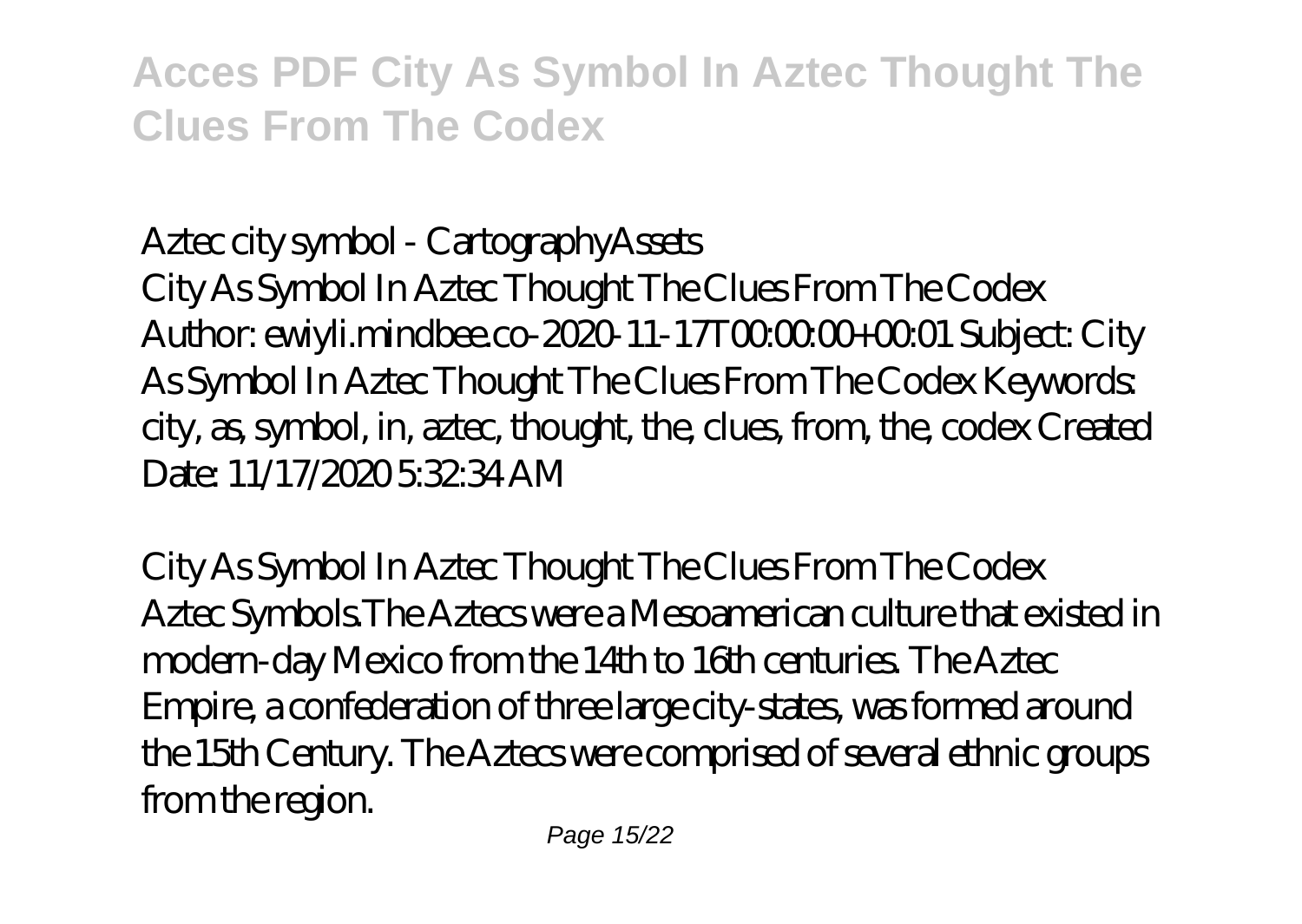*Aztec city symbol - CartographyAssets*

City As Symbol In Aztec Thought The Clues From The Codex Author: ewiyli.mindbee.co-2020-11-17T00:00:00+00:01 Subject: City As Symbol In Aztec Thought The Clues From The Codex Keywords: city, as, symbol, in, aztec, thought, the, clues, from, the, codex Created Date: 11/17/2020 5:32:34 AM

*City As Symbol In Aztec Thought The Clues From The Codex*

Aztec Symbols.The Aztecs were a Mesoamerican culture that existed in modern-day Mexico from the 14th to 16th centuries. The Aztec Empire, a confederation of three large city-states, was formed around the 15th Century. The Aztecs were comprised of several ethnic groups from the region.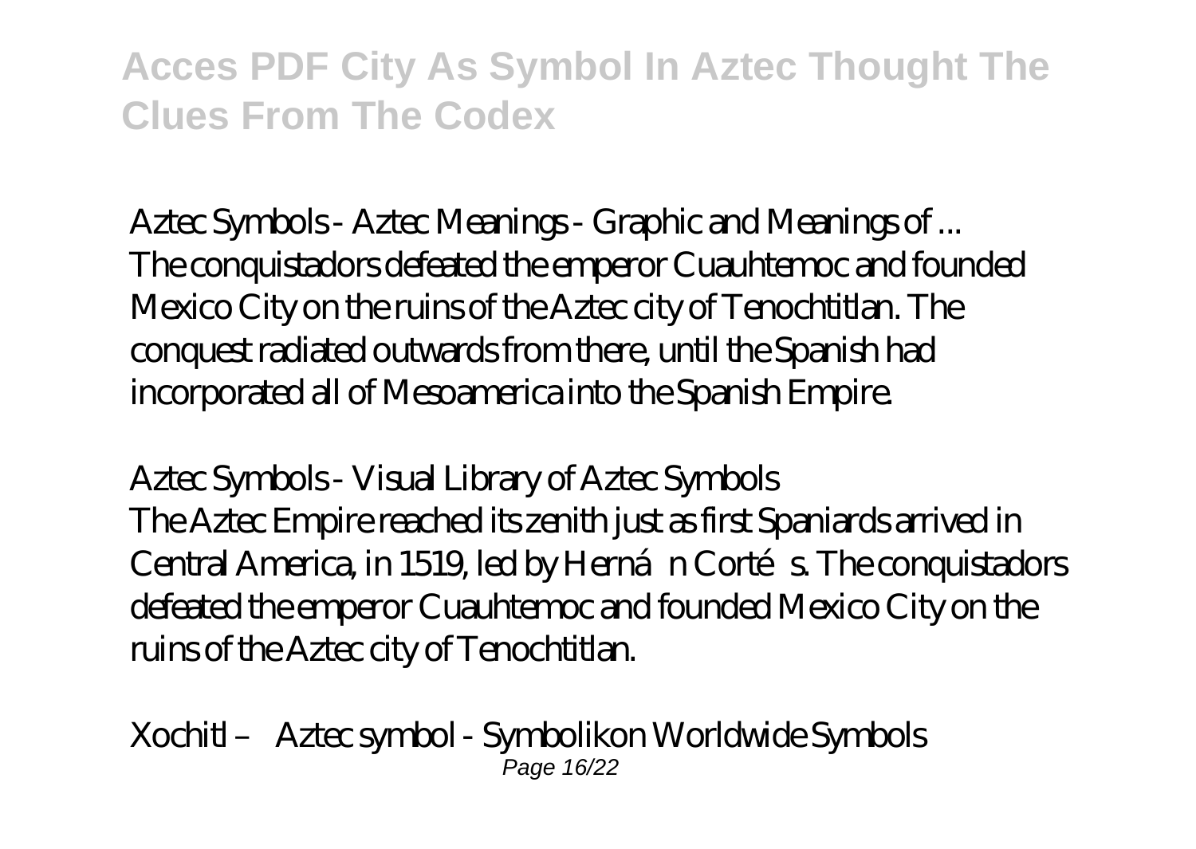*Aztec Symbols - Aztec Meanings - Graphic and Meanings of ...*
The conquistadors defeated the emperor Cuauhtemoc and founded Mexico City on the ruins of the Aztec city of Tenochtitlan. The conquest radiated outwards from there, until the Spanish had incorporated all of Mesoamerica into the Spanish Empire.

*Aztec Symbols - Visual Library of Aztec Symbols*
The Aztec Empire reached its zenith just as first Spaniards arrived in Central America, in 1519, led by Hernán Cortés. The conquistadors defeated the emperor Cuauhtemoc and founded Mexico City on the ruins of the Aztec city of Tenochtitlan.

*Xochitl – Aztec symbol - Symbolikon Worldwide Symbols*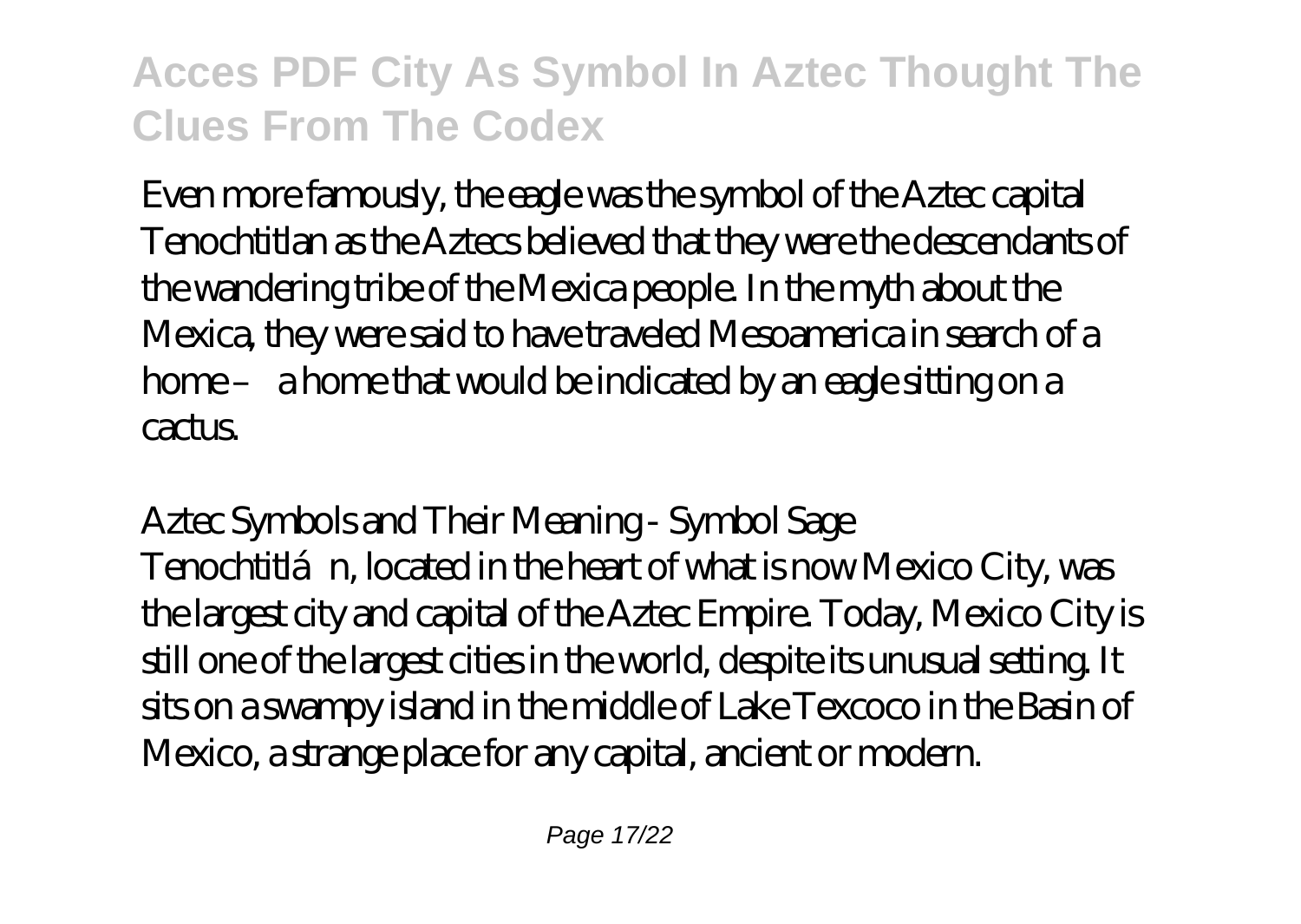Even more famously, the eagle was the symbol of the Aztec capital Tenochtitlan as the Aztecs believed that they were the descendants of the wandering tribe of the Mexica people. In the myth about the Mexica, they were said to have traveled Mesoamerica in search of a home – a home that would be indicated by an eagle sitting on a cactus.

Aztec Symbols and Their Meaning - Symbol Sage

Tenochtitlán, located in the heart of what is now Mexico City, was the largest city and capital of the Aztec Empire. Today, Mexico City is still one of the largest cities in the world, despite its unusual setting. It sits on a swampy island in the middle of Lake Texcoco in the Basin of Mexico, a strange place for any capital, ancient or modern.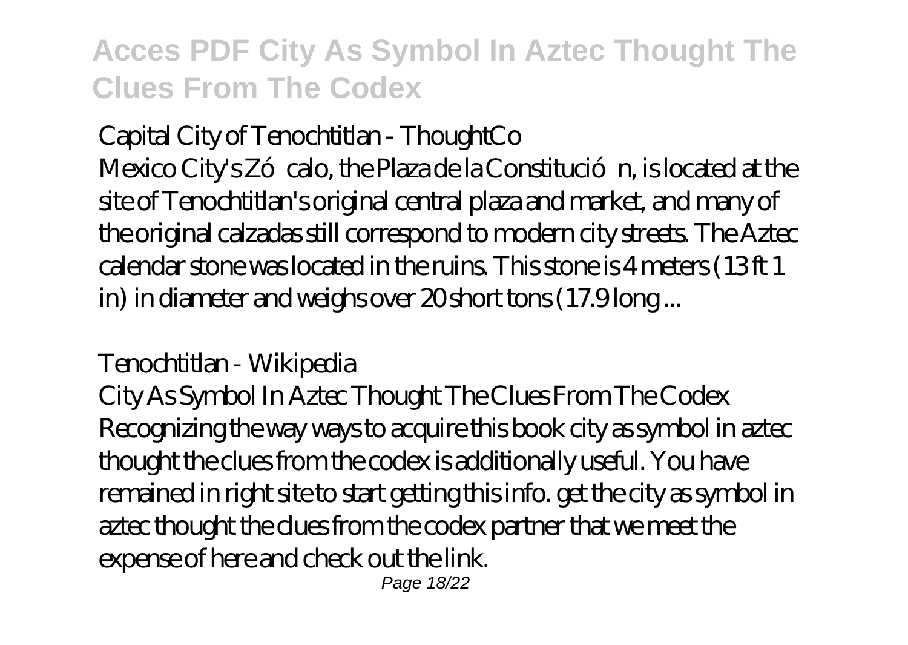Capital City of Tenochtitlan - ThoughtCo

Mexico City's Zócalo, the Plaza de la Constitución, is located at the site of Tenochtitlan's original central plaza and market, and many of the original calzadas still correspond to modern city streets. The Aztec calendar stone was located in the ruins. This stone is 4 meters (13 ft 1 in) in diameter and weighs over 20 short tons (17.9 long ...

Tenochtitlan - Wikipedia

City As Symbol In Aztec Thought The Clues From The Codex Recognizing the way ways to acquire this book city as symbol in aztec thought the clues from the codex is additionally useful. You have remained in right site to start getting this info. get the city as symbol in aztec thought the clues from the codex partner that we meet the expense of here and check out the link.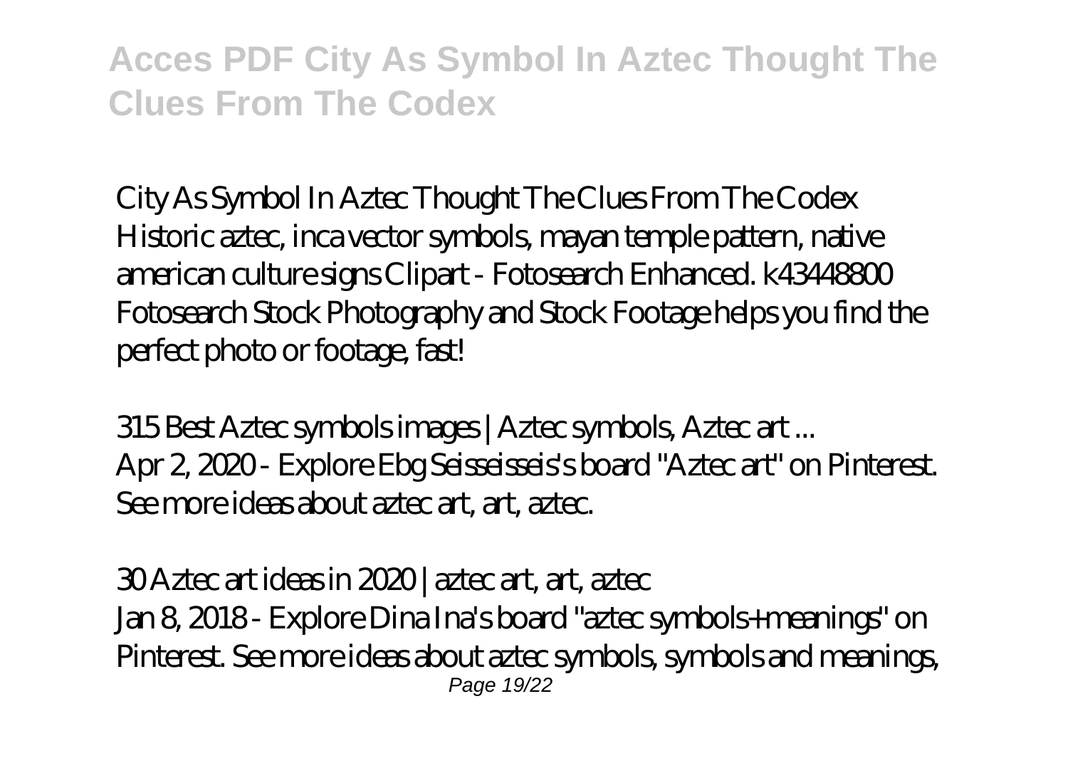*City As Symbol In Aztec Thought The Clues From The Codex*
Historic aztec, inca vector symbols, mayan temple pattern, native american culture signs Clipart - Fotosearch Enhanced. k43448800 Fotosearch Stock Photography and Stock Footage helps you find the perfect photo or footage, fast!

*315 Best Aztec symbols images | Aztec symbols, Aztec art ...*
Apr 2, 2020 - Explore Ebg Seisseisseis's board "Aztec art" on Pinterest. See more ideas about aztec art, art, aztec.

*30 Aztec art ideas in 2020 | aztec art, art, aztec*
Jan 8, 2018 - Explore Dina Ina's board "aztec symbols+meanings" on Pinterest. See more ideas about aztec symbols, symbols and meanings,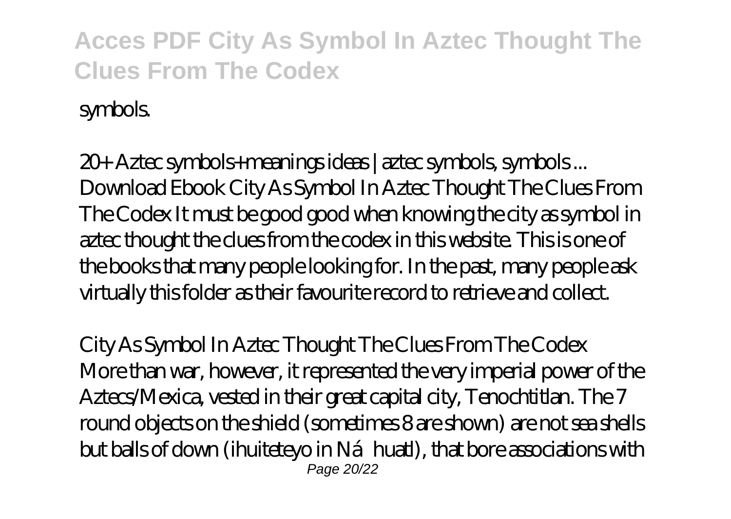symbols.

*20+ Aztec symbols+meanings ideas | aztec symbols, symbols ...*
Download Ebook City As Symbol In Aztec Thought The Clues From The Codex It must be good good when knowing the city as symbol in aztec thought the clues from the codex in this website. This is one of the books that many people looking for. In the past, many people ask virtually this folder as their favourite record to retrieve and collect.

*City As Symbol In Aztec Thought The Clues From The Codex*
More than war, however, it represented the very imperial power of the Aztecs/Mexica, vested in their great capital city, Tenochtitlan. The 7 round objects on the shield (sometimes 8 are shown) are not sea shells but balls of down (ihuiteteyo in Ná huatl), that bore associations with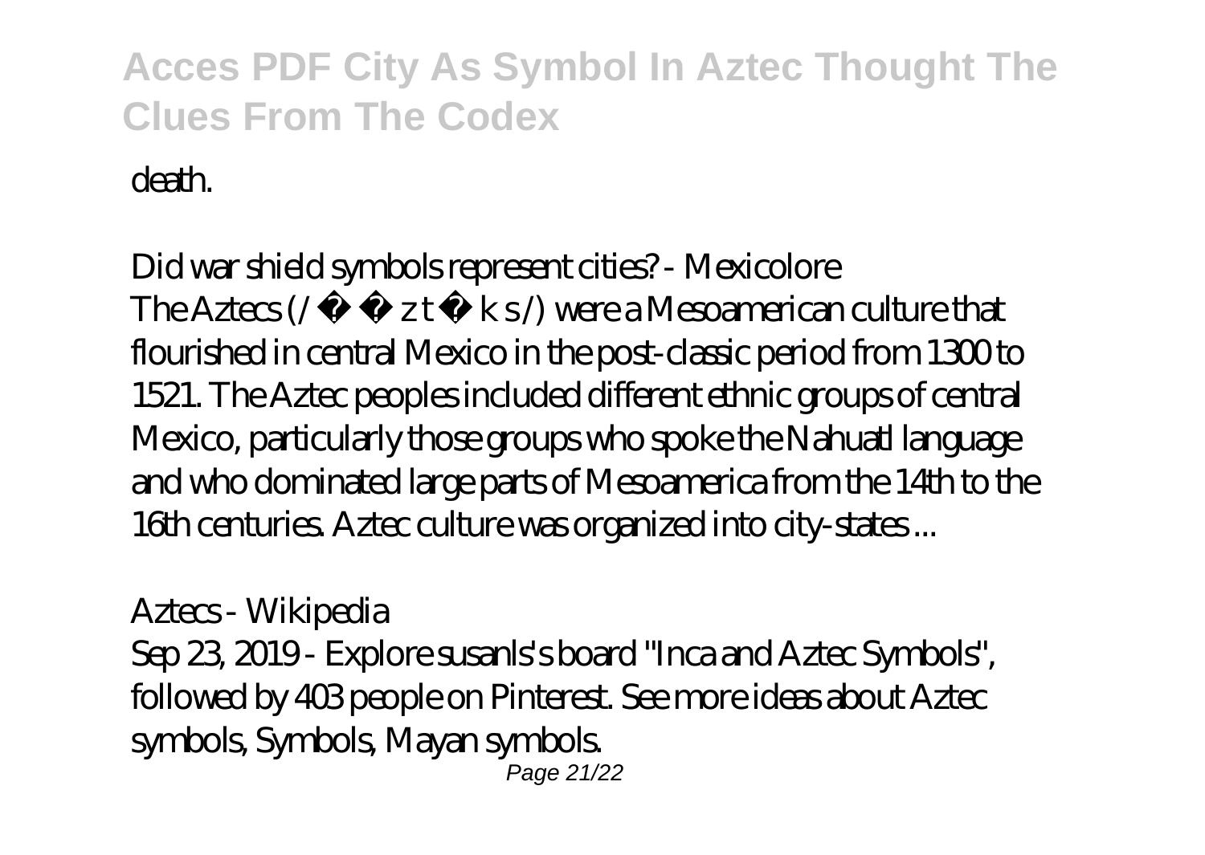death.

*Did war shield symbols represent cities? - Mexicolore*

The Aztecs (/ ˈ æ z t ɛ k s /) were a Mesoamerican culture that flourished in central Mexico in the post-classic period from 1300 to 1521. The Aztec peoples included different ethnic groups of central Mexico, particularly those groups who spoke the Nahuatl language and who dominated large parts of Mesoamerica from the 14th to the 16th centuries. Aztec culture was organized into city-states ...

*Aztecs - Wikipedia*

Sep 23, 2019 - Explore susanls's board "Inca and Aztec Symbols", followed by 403 people on Pinterest. See more ideas about Aztec symbols, Symbols, Mayan symbols.